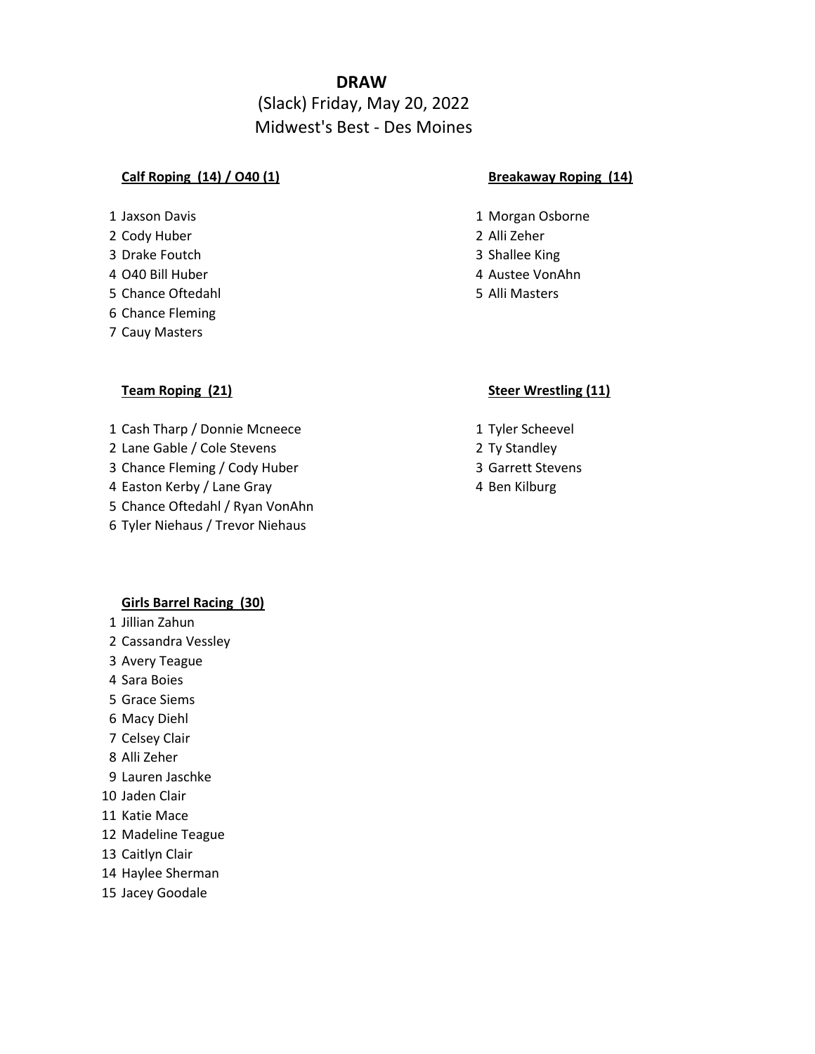# DRAW

(Slack) Friday, May 20, 2022

Midwest's Best - Des Moines

**Calf Roping (14) / O40 (1)**

1 Jaxson Davis
2 Cody Huber
3 Drake Foutch
4 O40 Bill Huber
5 Chance Oftedahl
6 Chance Fleming
7 Cauy Masters

**Breakaway Roping (14)**

1 Morgan Osborne
2 Alli Zeher
3 Shallee King
4 Austee VonAhn
5 Alli Masters

**Team Roping (21)**

1 Cash Tharp / Donnie Mcneece
2 Lane Gable / Cole Stevens
3 Chance Fleming / Cody Huber
4 Easton Kerby / Lane Gray
5 Chance Oftedahl / Ryan VonAhn
6 Tyler Niehaus / Trevor Niehaus

**Steer Wrestling (11)**

1 Tyler Scheevel
2 Ty Standley
3 Garrett Stevens
4 Ben Kilburg

**Girls Barrel Racing (30)**

1 Jillian Zahun
2 Cassandra Vessley
3 Avery Teague
4 Sara Boies
5 Grace Siems
6 Macy Diehl
7 Celsey Clair
8 Alli Zeher
9 Lauren Jaschke
10 Jaden Clair
11 Katie Mace
12 Madeline Teague
13 Caitlyn Clair
14 Haylee Sherman
15 Jacey Goodale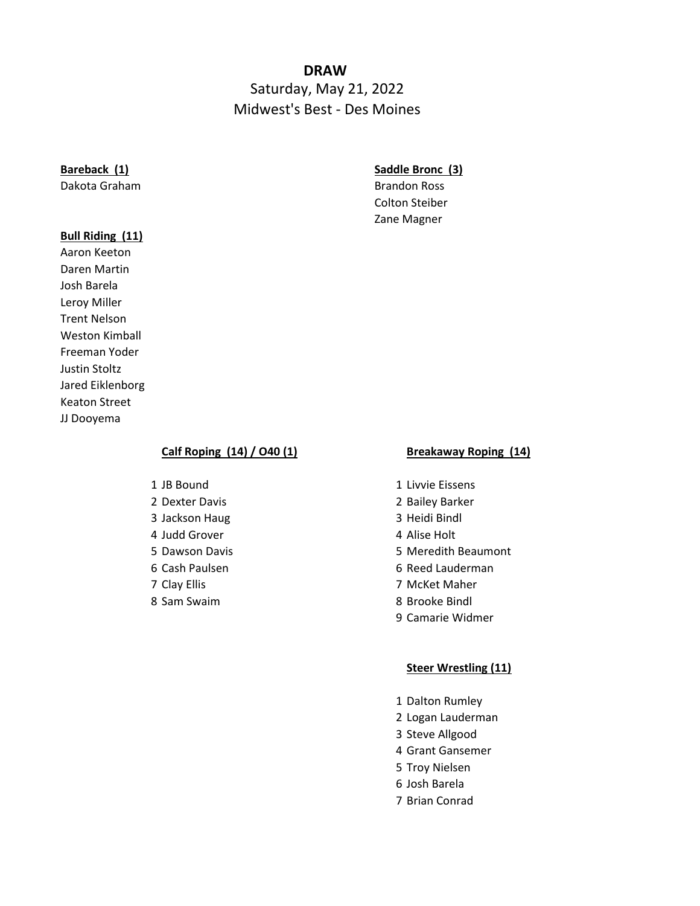**DRAW**

Saturday, May 21, 2022

Midwest's Best - Des Moines

**Bareback (1)**

Dakota Graham

**Saddle Bronc (3)**

Brandon Ross
Colton Steiber
Zane Magner

**Bull Riding (11)**

Aaron Keeton
Daren Martin
Josh Barela
Leroy Miller
Trent Nelson
Weston Kimball
Freeman Yoder
Justin Stoltz
Jared Eiklenborg
Keaton Street
JJ Dooyema

**Calf Roping (14) / O40 (1)**

1 JB Bound
2 Dexter Davis
3 Jackson Haug
4 Judd Grover
5 Dawson Davis
6 Cash Paulsen
7 Clay Ellis
8 Sam Swaim

**Breakaway Roping (14)**

1 Livvie Eissens
2 Bailey Barker
3 Heidi Bindl
4 Alise Holt
5 Meredith Beaumont
6 Reed Lauderman
7 McKet Maher
8 Brooke Bindl
9 Camarie Widmer

**Steer Wrestling (11)**

1 Dalton Rumley
2 Logan Lauderman
3 Steve Allgood
4 Grant Gansemer
5 Troy Nielsen
6 Josh Barela
7 Brian Conrad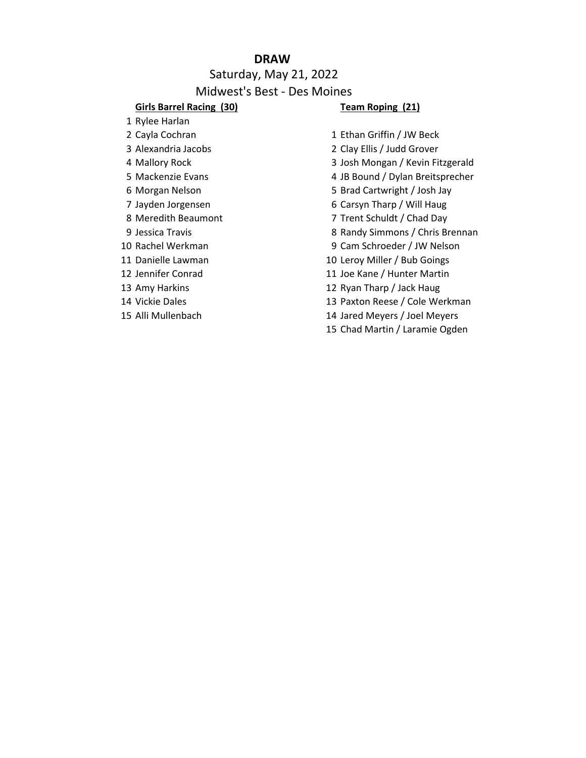**DRAW**

Saturday, May 21, 2022

Midwest's Best - Des Moines

**Girls Barrel Racing (30)**

1. Rylee Harlan
2. Cayla Cochran
3. Alexandria Jacobs
4. Mallory Rock
5. Mackenzie Evans
6. Morgan Nelson
7. Jayden Jorgensen
8. Meredith Beaumont
9. Jessica Travis
10. Rachel Werkman
11. Danielle Lawman
12. Jennifer Conrad
13. Amy Harkins
14. Vickie Dales
15. Alli Mullenbach

**Team Roping (21)**

1. Ethan Griffin / JW Beck
2. Clay Ellis / Judd Grover
3. Josh Mongan / Kevin Fitzgerald
4. JB Bound / Dylan Breitsprecher
5. Brad Cartwright / Josh Jay
6. Carsyn Tharp / Will Haug
7. Trent Schuldt / Chad Day
8. Randy Simmons / Chris Brennan
9. Cam Schroeder / JW Nelson
10. Leroy Miller / Bub Goings
11. Joe Kane / Hunter Martin
12. Ryan Tharp / Jack Haug
13. Paxton Reese / Cole Werkman
14. Jared Meyers / Joel Meyers
15. Chad Martin / Laramie Ogden